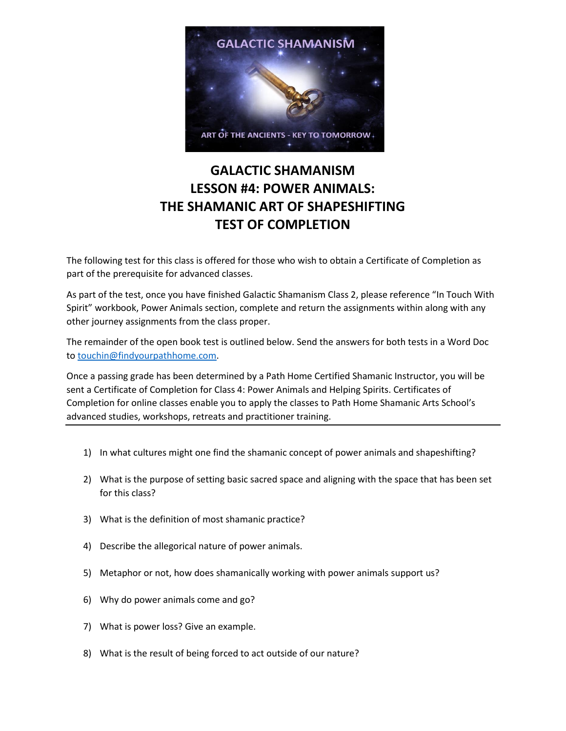# GALACTIC SHAMANISM
# LESSON #4: POWER ANIMALS:
# THE SHAMANIC ART OF SHAPESHIFTING
# TEST OF COMPLETION

The following test for this class is offered for those who wish to obtain a Certificate of Completion as part of the prerequisite for advanced classes.

As part of the test, once you have finished Galactic Shamanism Class 2, please reference "In Touch With Spirit" workbook, Power Animals section, complete and return the assignments within along with any other journey assignments from the class proper.

The remainder of the open book test is outlined below. Send the answers for both tests in a Word Doc to touchin@findyourpathhome.com.

Once a passing grade has been determined by a Path Home Certified Shamanic Instructor, you will be sent a Certificate of Completion for Class 4: Power Animals and Helping Spirits. Certificates of Completion for online classes enable you to apply the classes to Path Home Shamanic Arts School's advanced studies, workshops, retreats and practitioner training.

---

1) In what cultures might one find the shamanic concept of power animals and shapeshifting?

2) What is the purpose of setting basic sacred space and aligning with the space that has been set for this class?

3) What is the definition of most shamanic practice?

4) Describe the allegorical nature of power animals.

5) Metaphor or not, how does shamanically working with power animals support us?

6) Why do power animals come and go?

7) What is power loss? Give an example.

8) What is the result of being forced to act outside of our nature?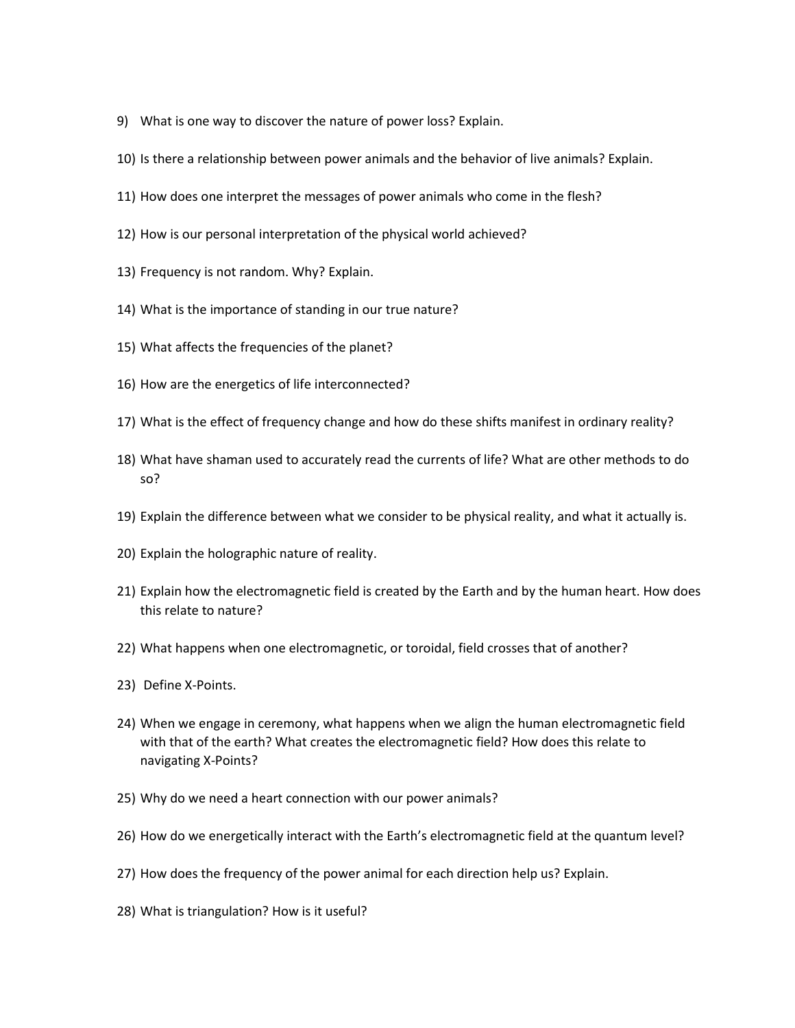9) What is one way to discover the nature of power loss? Explain.

10) Is there a relationship between power animals and the behavior of live animals? Explain.

11) How does one interpret the messages of power animals who come in the flesh?

12) How is our personal interpretation of the physical world achieved?

13) Frequency is not random. Why? Explain.

14) What is the importance of standing in our true nature?

15) What affects the frequencies of the planet?

16) How are the energetics of life interconnected?

17) What is the effect of frequency change and how do these shifts manifest in ordinary reality?

18) What have shaman used to accurately read the currents of life? What are other methods to do so?

19) Explain the difference between what we consider to be physical reality, and what it actually is.

20) Explain the holographic nature of reality.

21) Explain how the electromagnetic field is created by the Earth and by the human heart. How does this relate to nature?

22) What happens when one electromagnetic, or toroidal, field crosses that of another?

23) Define X-Points.

24) When we engage in ceremony, what happens when we align the human electromagnetic field with that of the earth? What creates the electromagnetic field? How does this relate to navigating X-Points?

25) Why do we need a heart connection with our power animals?

26) How do we energetically interact with the Earth's electromagnetic field at the quantum level?

27) How does the frequency of the power animal for each direction help us? Explain.

28) What is triangulation? How is it useful?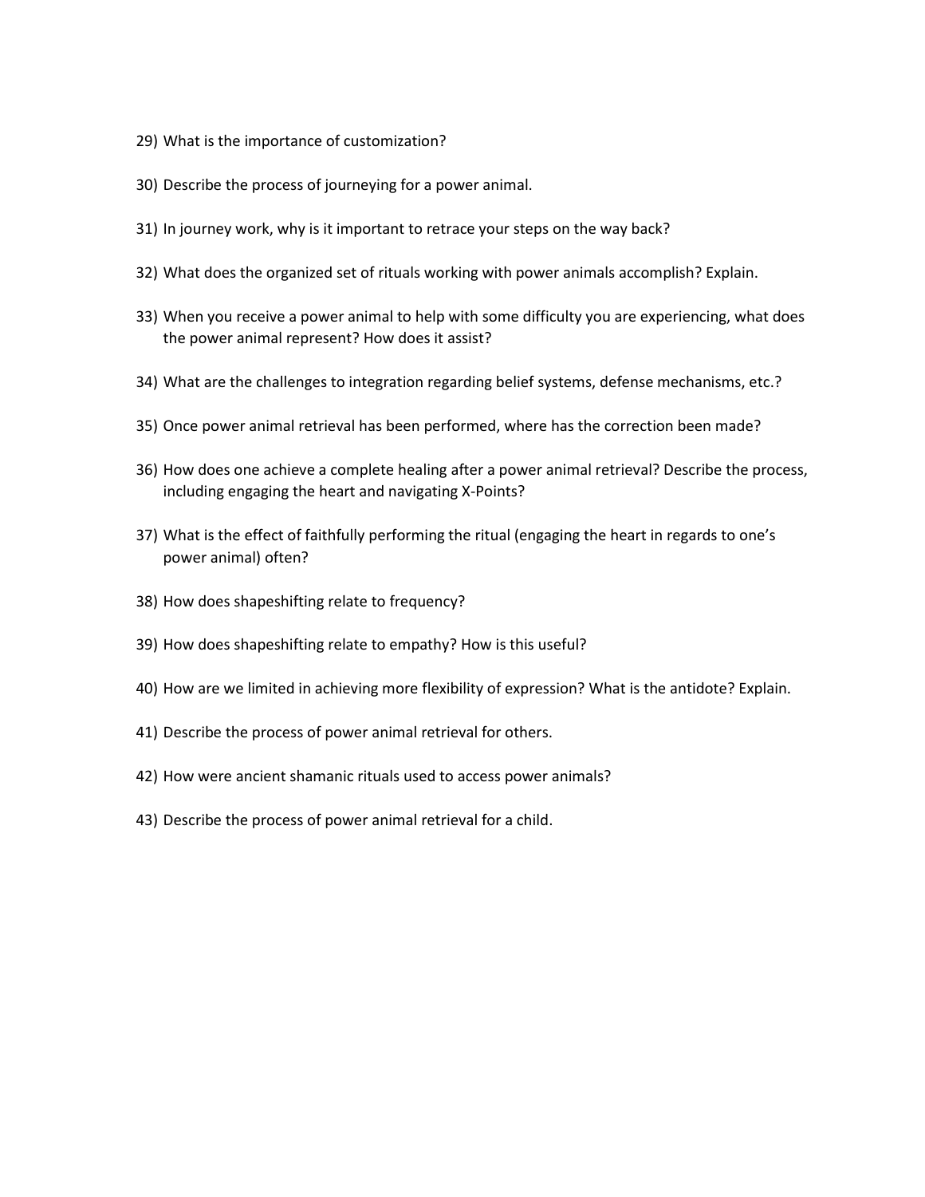29) What is the importance of customization?

30) Describe the process of journeying for a power animal.

31) In journey work, why is it important to retrace your steps on the way back?

32) What does the organized set of rituals working with power animals accomplish? Explain.

33) When you receive a power animal to help with some difficulty you are experiencing, what does the power animal represent? How does it assist?

34) What are the challenges to integration regarding belief systems, defense mechanisms, etc.?

35) Once power animal retrieval has been performed, where has the correction been made?

36) How does one achieve a complete healing after a power animal retrieval? Describe the process, including engaging the heart and navigating X-Points?

37) What is the effect of faithfully performing the ritual (engaging the heart in regards to one's power animal) often?

38) How does shapeshifting relate to frequency?

39) How does shapeshifting relate to empathy? How is this useful?

40) How are we limited in achieving more flexibility of expression? What is the antidote? Explain.

41) Describe the process of power animal retrieval for others.

42) How were ancient shamanic rituals used to access power animals?

43) Describe the process of power animal retrieval for a child.